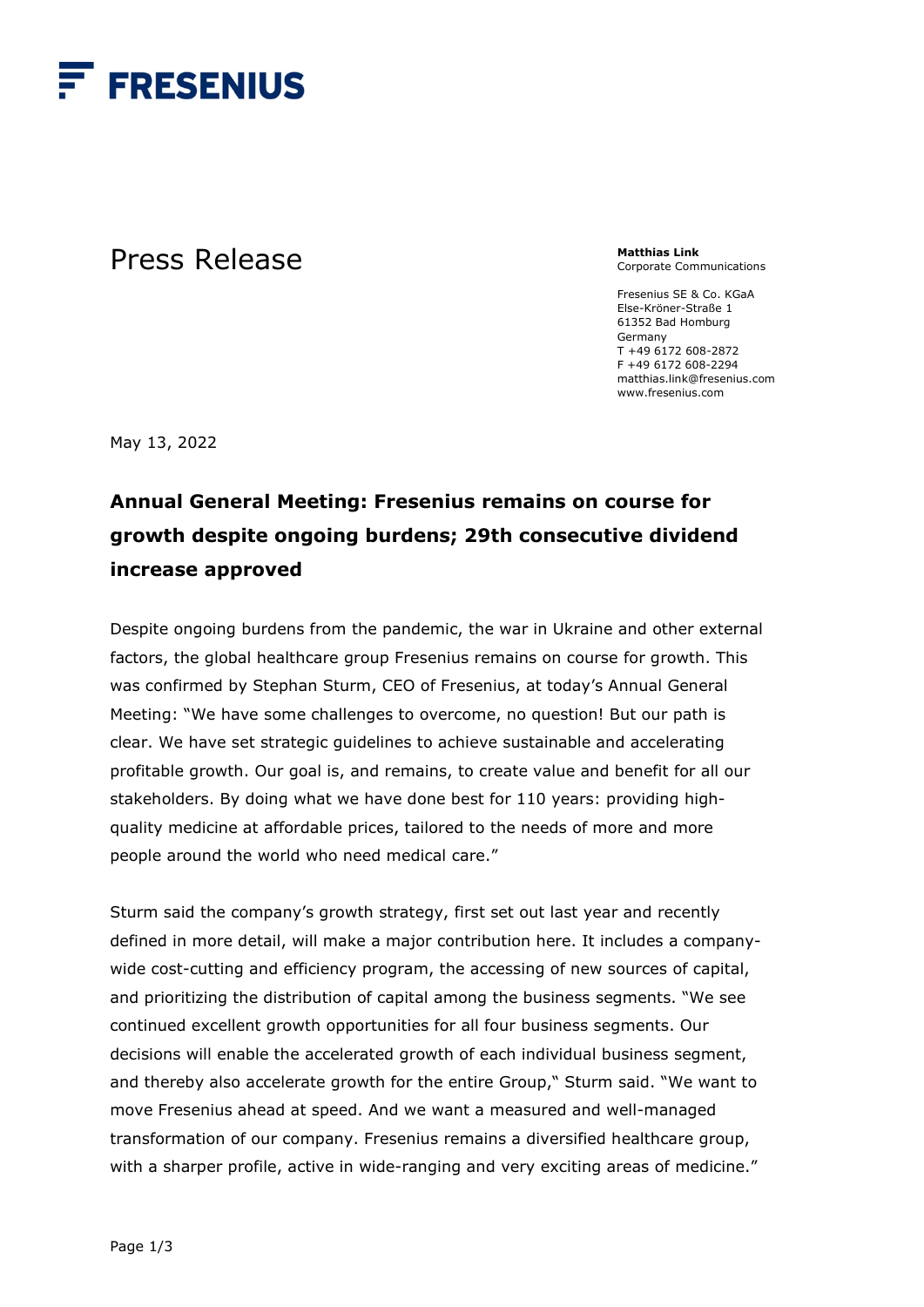# FRESENIUS

Press Release

**Matthias Link**
Corporate Communications

Fresenius SE & Co. KGaA
Else-Kröner-Straße 1
61352 Bad Homburg
Germany
T +49 6172 608-2872
F +49 6172 608-2294
matthias.link@fresenius.com
www.fresenius.com

May 13, 2022

## Annual General Meeting: Fresenius remains on course for growth despite ongoing burdens; 29th consecutive dividend increase approved

Despite ongoing burdens from the pandemic, the war in Ukraine and other external factors, the global healthcare group Fresenius remains on course for growth. This was confirmed by Stephan Sturm, CEO of Fresenius, at today's Annual General Meeting: "We have some challenges to overcome, no question! But our path is clear. We have set strategic guidelines to achieve sustainable and accelerating profitable growth. Our goal is, and remains, to create value and benefit for all our stakeholders. By doing what we have done best for 110 years: providing high-quality medicine at affordable prices, tailored to the needs of more and more people around the world who need medical care."

Sturm said the company's growth strategy, first set out last year and recently defined in more detail, will make a major contribution here. It includes a company-wide cost-cutting and efficiency program, the accessing of new sources of capital, and prioritizing the distribution of capital among the business segments. "We see continued excellent growth opportunities for all four business segments. Our decisions will enable the accelerated growth of each individual business segment, and thereby also accelerate growth for the entire Group," Sturm said. "We want to move Fresenius ahead at speed. And we want a measured and well-managed transformation of our company. Fresenius remains a diversified healthcare group, with a sharper profile, active in wide-ranging and very exciting areas of medicine."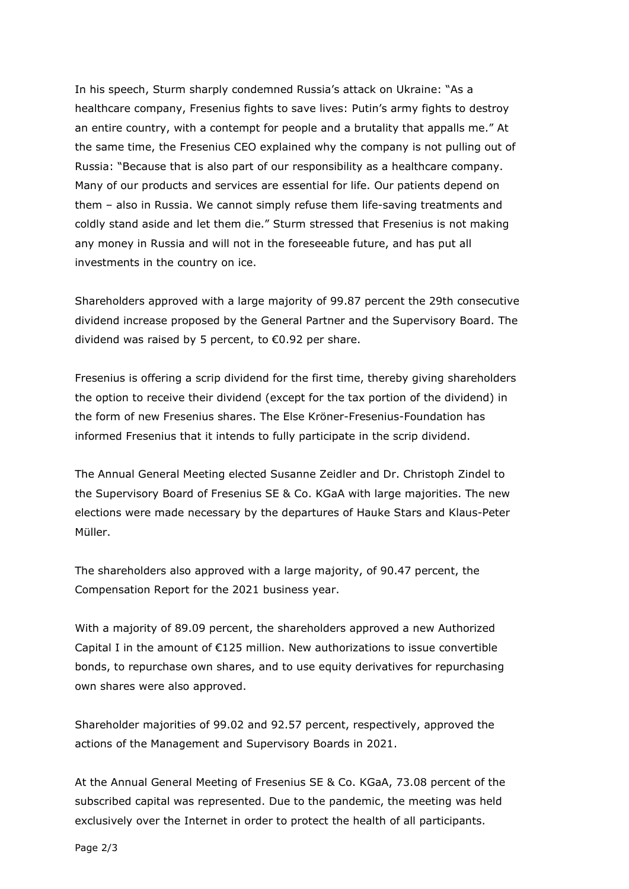In his speech, Sturm sharply condemned Russia's attack on Ukraine: "As a healthcare company, Fresenius fights to save lives: Putin's army fights to destroy an entire country, with a contempt for people and a brutality that appalls me." At the same time, the Fresenius CEO explained why the company is not pulling out of Russia: "Because that is also part of our responsibility as a healthcare company. Many of our products and services are essential for life. Our patients depend on them – also in Russia. We cannot simply refuse them life-saving treatments and coldly stand aside and let them die." Sturm stressed that Fresenius is not making any money in Russia and will not in the foreseeable future, and has put all investments in the country on ice.

Shareholders approved with a large majority of 99.87 percent the 29th consecutive dividend increase proposed by the General Partner and the Supervisory Board. The dividend was raised by 5 percent, to €0.92 per share.

Fresenius is offering a scrip dividend for the first time, thereby giving shareholders the option to receive their dividend (except for the tax portion of the dividend) in the form of new Fresenius shares. The Else Kröner-Fresenius-Foundation has informed Fresenius that it intends to fully participate in the scrip dividend.

The Annual General Meeting elected Susanne Zeidler and Dr. Christoph Zindel to the Supervisory Board of Fresenius SE & Co. KGaA with large majorities. The new elections were made necessary by the departures of Hauke Stars and Klaus-Peter Müller.

The shareholders also approved with a large majority, of 90.47 percent, the Compensation Report for the 2021 business year.

With a majority of 89.09 percent, the shareholders approved a new Authorized Capital I in the amount of €125 million. New authorizations to issue convertible bonds, to repurchase own shares, and to use equity derivatives for repurchasing own shares were also approved.

Shareholder majorities of 99.02 and 92.57 percent, respectively, approved the actions of the Management and Supervisory Boards in 2021.

At the Annual General Meeting of Fresenius SE & Co. KGaA, 73.08 percent of the subscribed capital was represented. Due to the pandemic, the meeting was held exclusively over the Internet in order to protect the health of all participants.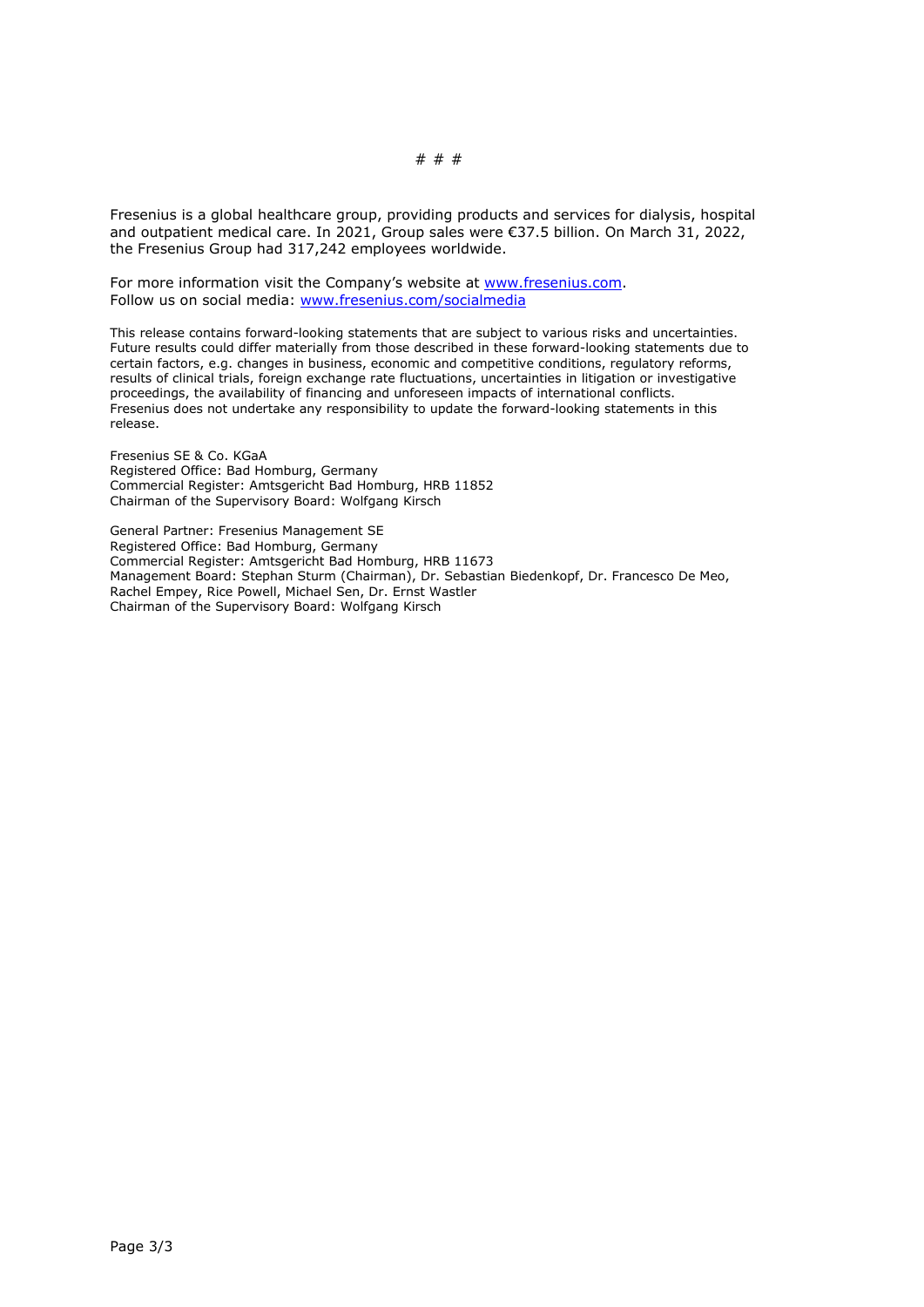# # #

Fresenius is a global healthcare group, providing products and services for dialysis, hospital and outpatient medical care. In 2021, Group sales were €37.5 billion. On March 31, 2022, the Fresenius Group had 317,242 employees worldwide.

For more information visit the Company's website at www.fresenius.com.
Follow us on social media: www.fresenius.com/socialmedia

This release contains forward-looking statements that are subject to various risks and uncertainties. Future results could differ materially from those described in these forward-looking statements due to certain factors, e.g. changes in business, economic and competitive conditions, regulatory reforms, results of clinical trials, foreign exchange rate fluctuations, uncertainties in litigation or investigative proceedings, the availability of financing and unforeseen impacts of international conflicts. Fresenius does not undertake any responsibility to update the forward-looking statements in this release.

Fresenius SE & Co. KGaA
Registered Office: Bad Homburg, Germany
Commercial Register: Amtsgericht Bad Homburg, HRB 11852
Chairman of the Supervisory Board: Wolfgang Kirsch

General Partner: Fresenius Management SE
Registered Office: Bad Homburg, Germany
Commercial Register: Amtsgericht Bad Homburg, HRB 11673
Management Board: Stephan Sturm (Chairman), Dr. Sebastian Biedenkopf, Dr. Francesco De Meo, Rachel Empey, Rice Powell, Michael Sen, Dr. Ernst Wastler
Chairman of the Supervisory Board: Wolfgang Kirsch